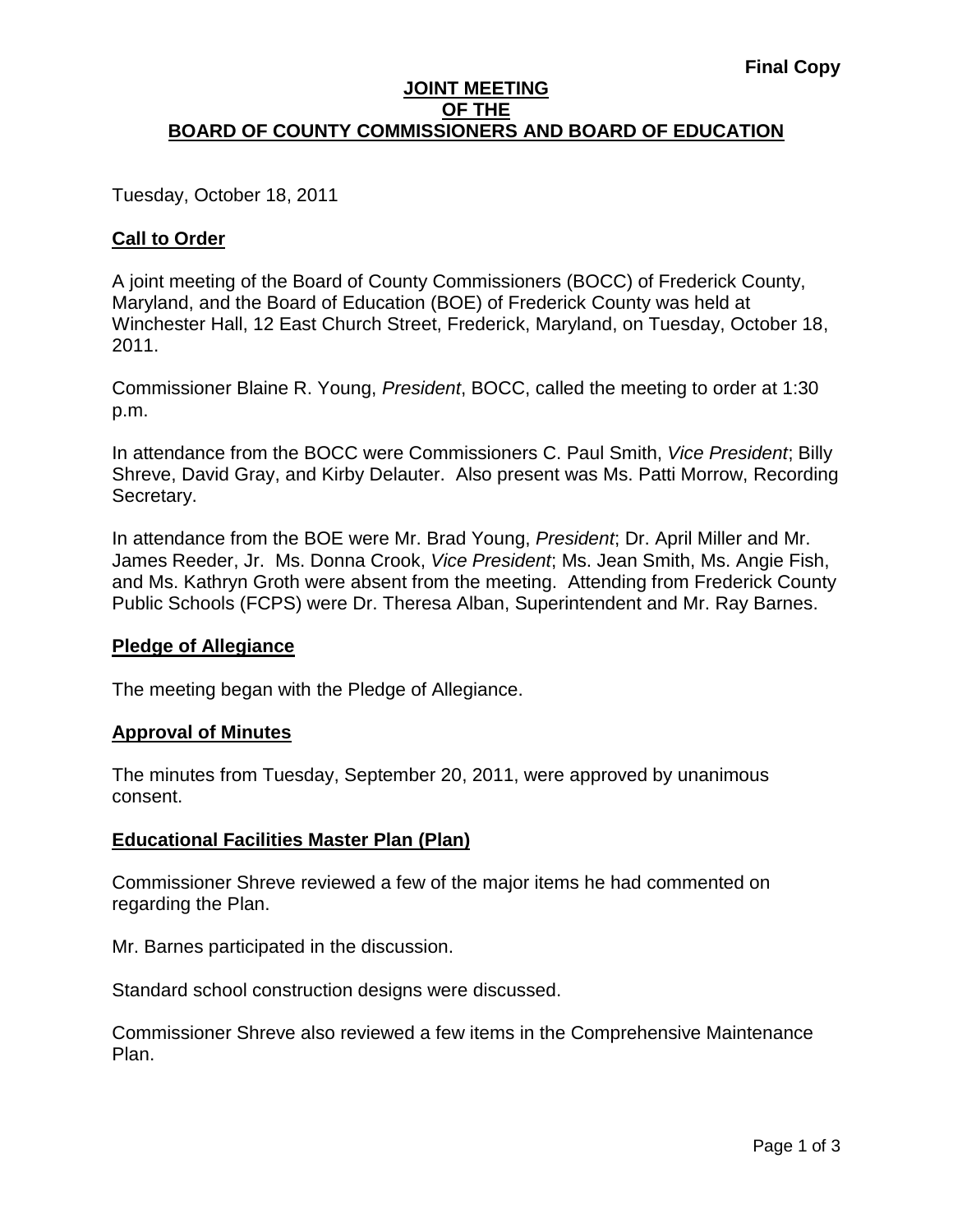**Final Copy**

# JOINT MEETING OF THE BOARD OF COUNTY COMMISSIONERS AND BOARD OF EDUCATION

Tuesday, October 18, 2011

## Call to Order

A joint meeting of the Board of County Commissioners (BOCC) of Frederick County, Maryland, and the Board of Education (BOE) of Frederick County was held at Winchester Hall, 12 East Church Street, Frederick, Maryland, on Tuesday, October 18, 2011.

Commissioner Blaine R. Young, *President*, BOCC, called the meeting to order at 1:30 p.m.

In attendance from the BOCC were Commissioners C. Paul Smith, *Vice President*; Billy Shreve, David Gray, and Kirby Delauter. Also present was Ms. Patti Morrow, Recording Secretary.

In attendance from the BOE were Mr. Brad Young, *President*; Dr. April Miller and Mr. James Reeder, Jr. Ms. Donna Crook, *Vice President*; Ms. Jean Smith, Ms. Angie Fish, and Ms. Kathryn Groth were absent from the meeting. Attending from Frederick County Public Schools (FCPS) were Dr. Theresa Alban, Superintendent and Mr. Ray Barnes.

## Pledge of Allegiance

The meeting began with the Pledge of Allegiance.

## Approval of Minutes

The minutes from Tuesday, September 20, 2011, were approved by unanimous consent.

## Educational Facilities Master Plan (Plan)

Commissioner Shreve reviewed a few of the major items he had commented on regarding the Plan.

Mr. Barnes participated in the discussion.

Standard school construction designs were discussed.

Commissioner Shreve also reviewed a few items in the Comprehensive Maintenance Plan.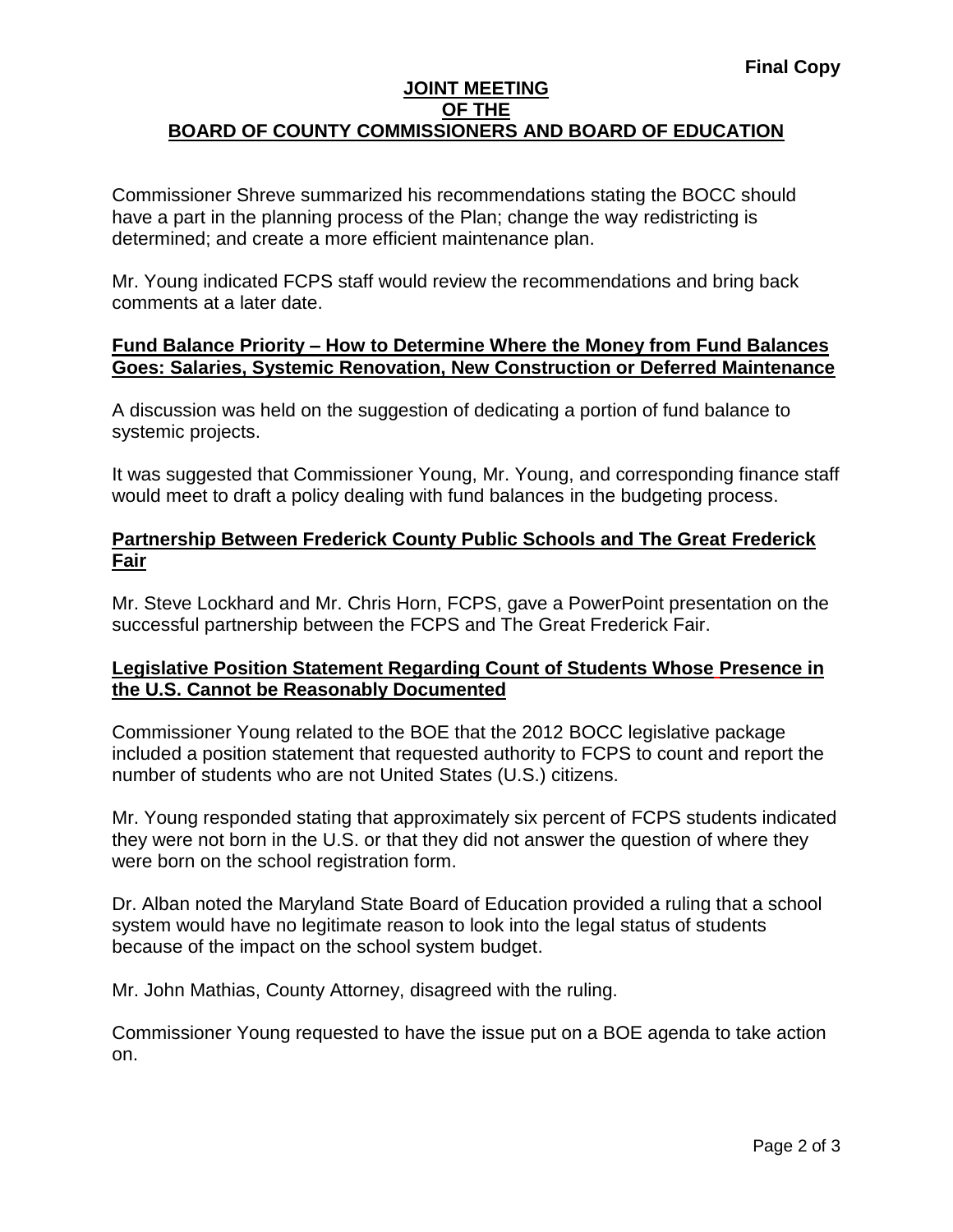**Final Copy**

# JOINT MEETING OF THE BOARD OF COUNTY COMMISSIONERS AND BOARD OF EDUCATION

Commissioner Shreve summarized his recommendations stating the BOCC should have a part in the planning process of the Plan; change the way redistricting is determined; and create a more efficient maintenance plan.

Mr. Young indicated FCPS staff would review the recommendations and bring back comments at a later date.

## Fund Balance Priority – How to Determine Where the Money from Fund Balances Goes: Salaries, Systemic Renovation, New Construction or Deferred Maintenance

A discussion was held on the suggestion of dedicating a portion of fund balance to systemic projects.

It was suggested that Commissioner Young, Mr. Young, and corresponding finance staff would meet to draft a policy dealing with fund balances in the budgeting process.

## Partnership Between Frederick County Public Schools and The Great Frederick Fair

Mr. Steve Lockhard and Mr. Chris Horn, FCPS, gave a PowerPoint presentation on the successful partnership between the FCPS and The Great Frederick Fair.

## Legislative Position Statement Regarding Count of Students Whose Presence in the U.S. Cannot be Reasonably Documented

Commissioner Young related to the BOE that the 2012 BOCC legislative package included a position statement that requested authority to FCPS to count and report the number of students who are not United States (U.S.) citizens.

Mr. Young responded stating that approximately six percent of FCPS students indicated they were not born in the U.S. or that they did not answer the question of where they were born on the school registration form.

Dr. Alban noted the Maryland State Board of Education provided a ruling that a school system would have no legitimate reason to look into the legal status of students because of the impact on the school system budget.

Mr. John Mathias, County Attorney, disagreed with the ruling.

Commissioner Young requested to have the issue put on a BOE agenda to take action on.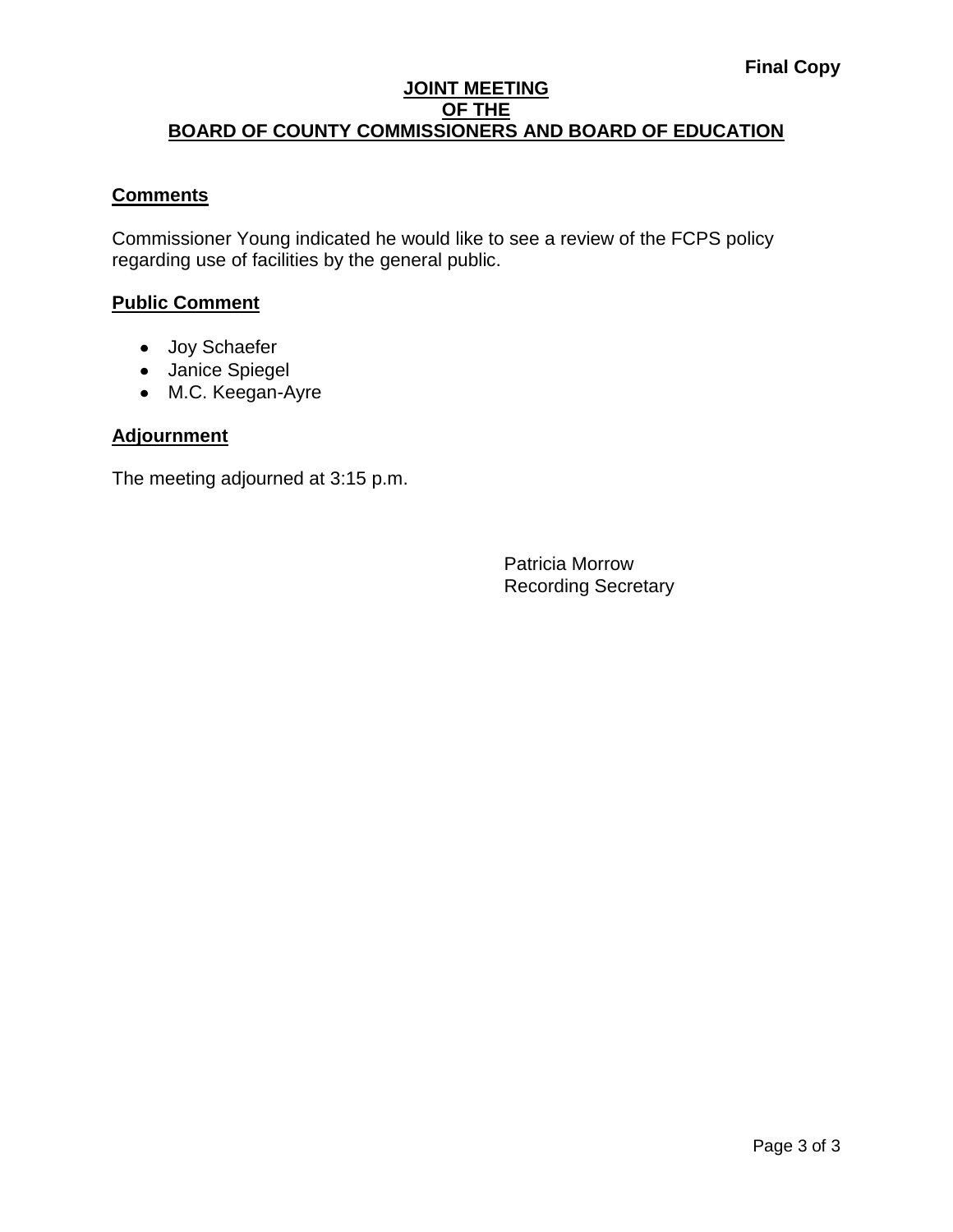**Final Copy**

# JOINT MEETING OF THE BOARD OF COUNTY COMMISSIONERS AND BOARD OF EDUCATION

## Comments

Commissioner Young indicated he would like to see a review of the FCPS policy regarding use of facilities by the general public.

## Public Comment

- Joy Schaefer
- Janice Spiegel
- M.C. Keegan-Ayre

## Adjournment

The meeting adjourned at 3:15 p.m.

Patricia Morrow
Recording Secretary